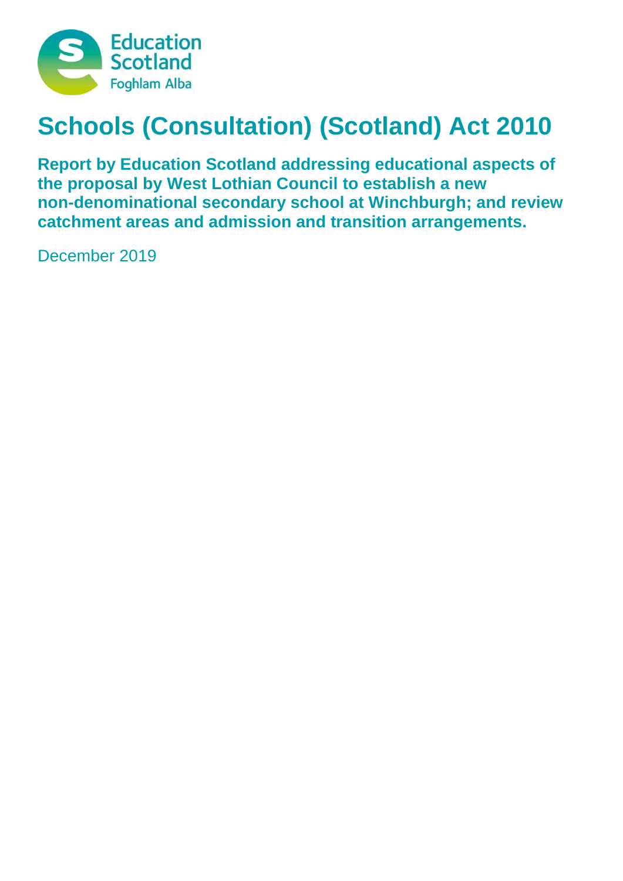Education Scotland
Foghlam Alba

# Schools (Consultation) (Scotland) Act 2010

**Report by Education Scotland addressing educational aspects of the proposal by West Lothian Council to establish a new non-denominational secondary school at Winchburgh; and review catchment areas and admission and transition arrangements.**

December 2019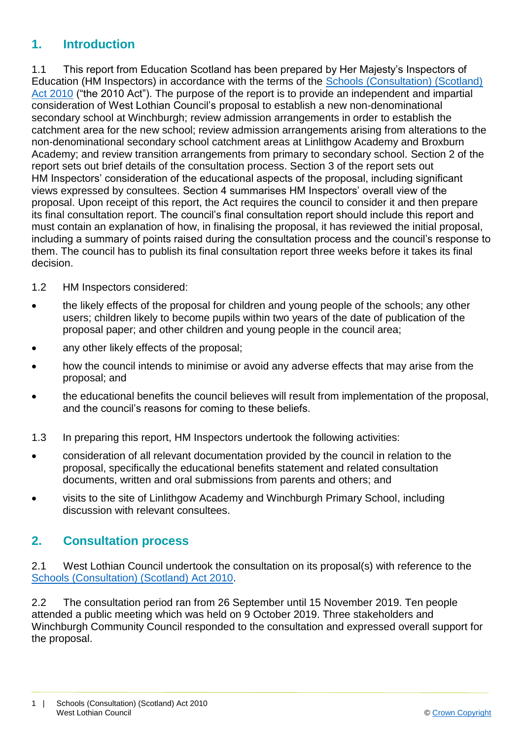## 1. Introduction

1.1 This report from Education Scotland has been prepared by Her Majesty's Inspectors of Education (HM Inspectors) in accordance with the terms of the Schools (Consultation) (Scotland) Act 2010 ("the 2010 Act"). The purpose of the report is to provide an independent and impartial consideration of West Lothian Council's proposal to establish a new non-denominational secondary school at Winchburgh; review admission arrangements in order to establish the catchment area for the new school; review admission arrangements arising from alterations to the non-denominational secondary school catchment areas at Linlithgow Academy and Broxburn Academy; and review transition arrangements from primary to secondary school. Section 2 of the report sets out brief details of the consultation process. Section 3 of the report sets out HM Inspectors' consideration of the educational aspects of the proposal, including significant views expressed by consultees. Section 4 summarises HM Inspectors' overall view of the proposal. Upon receipt of this report, the Act requires the council to consider it and then prepare its final consultation report. The council's final consultation report should include this report and must contain an explanation of how, in finalising the proposal, it has reviewed the initial proposal, including a summary of points raised during the consultation process and the council's response to them. The council has to publish its final consultation report three weeks before it takes its final decision.

1.2 HM Inspectors considered:

- the likely effects of the proposal for children and young people of the schools; any other users; children likely to become pupils within two years of the date of publication of the proposal paper; and other children and young people in the council area;
- any other likely effects of the proposal;
- how the council intends to minimise or avoid any adverse effects that may arise from the proposal; and
- the educational benefits the council believes will result from implementation of the proposal, and the council's reasons for coming to these beliefs.

1.3 In preparing this report, HM Inspectors undertook the following activities:

- consideration of all relevant documentation provided by the council in relation to the proposal, specifically the educational benefits statement and related consultation documents, written and oral submissions from parents and others; and
- visits to the site of Linlithgow Academy and Winchburgh Primary School, including discussion with relevant consultees.

## 2. Consultation process

2.1 West Lothian Council undertook the consultation on its proposal(s) with reference to the Schools (Consultation) (Scotland) Act 2010.

2.2 The consultation period ran from 26 September until 15 November 2019. Ten people attended a public meeting which was held on 9 October 2019. Three stakeholders and Winchburgh Community Council responded to the consultation and expressed overall support for the proposal.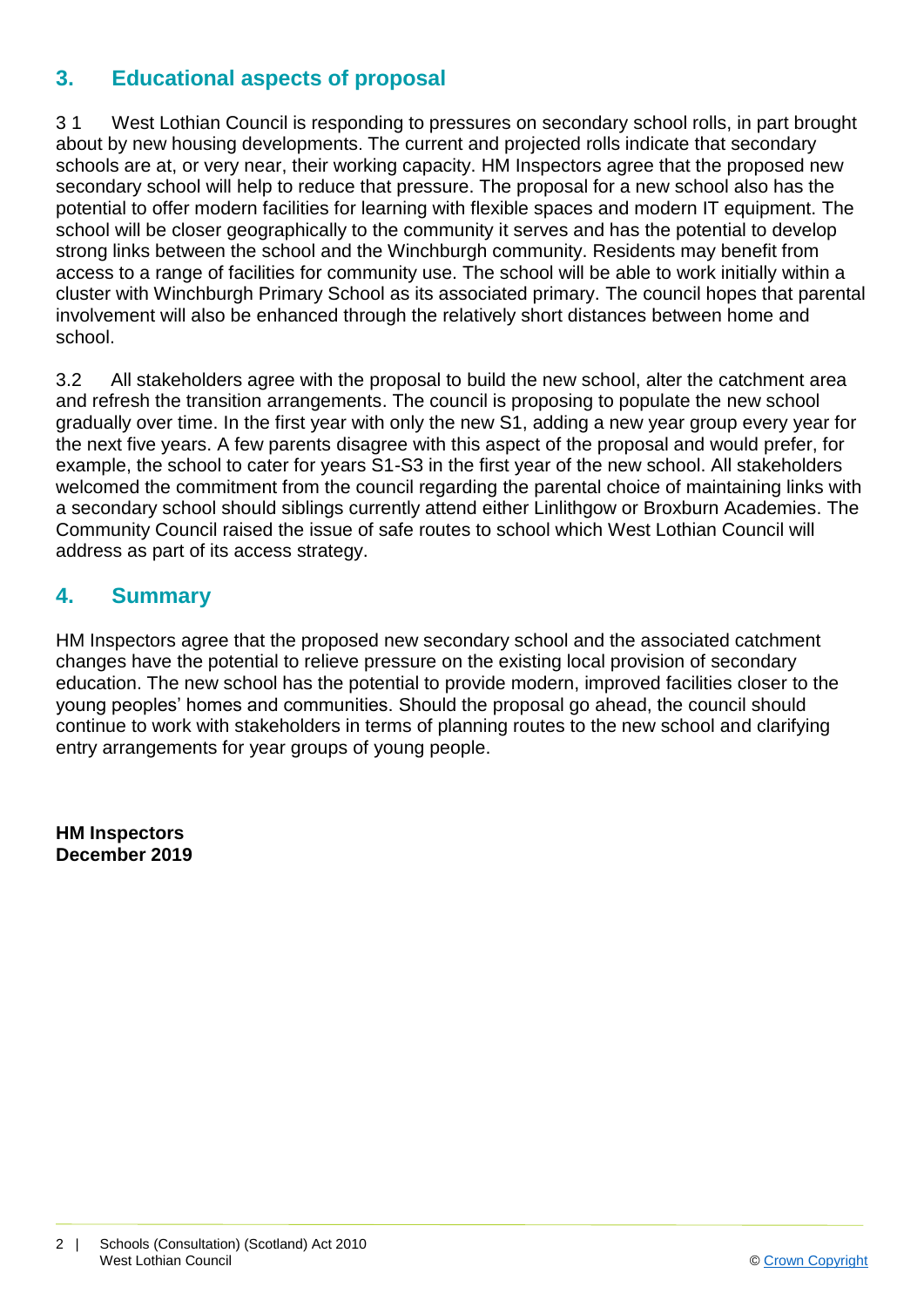## 3. Educational aspects of proposal

3 1 West Lothian Council is responding to pressures on secondary school rolls, in part brought about by new housing developments. The current and projected rolls indicate that secondary schools are at, or very near, their working capacity. HM Inspectors agree that the proposed new secondary school will help to reduce that pressure. The proposal for a new school also has the potential to offer modern facilities for learning with flexible spaces and modern IT equipment. The school will be closer geographically to the community it serves and has the potential to develop strong links between the school and the Winchburgh community. Residents may benefit from access to a range of facilities for community use. The school will be able to work initially within a cluster with Winchburgh Primary School as its associated primary. The council hopes that parental involvement will also be enhanced through the relatively short distances between home and school.

3.2 All stakeholders agree with the proposal to build the new school, alter the catchment area and refresh the transition arrangements. The council is proposing to populate the new school gradually over time. In the first year with only the new S1, adding a new year group every year for the next five years. A few parents disagree with this aspect of the proposal and would prefer, for example, the school to cater for years S1-S3 in the first year of the new school. All stakeholders welcomed the commitment from the council regarding the parental choice of maintaining links with a secondary school should siblings currently attend either Linlithgow or Broxburn Academies. The Community Council raised the issue of safe routes to school which West Lothian Council will address as part of its access strategy.

## 4. Summary

HM Inspectors agree that the proposed new secondary school and the associated catchment changes have the potential to relieve pressure on the existing local provision of secondary education. The new school has the potential to provide modern, improved facilities closer to the young peoples' homes and communities. Should the proposal go ahead, the council should continue to work with stakeholders in terms of planning routes to the new school and clarifying entry arrangements for year groups of young people.

**HM Inspectors**
**December 2019**